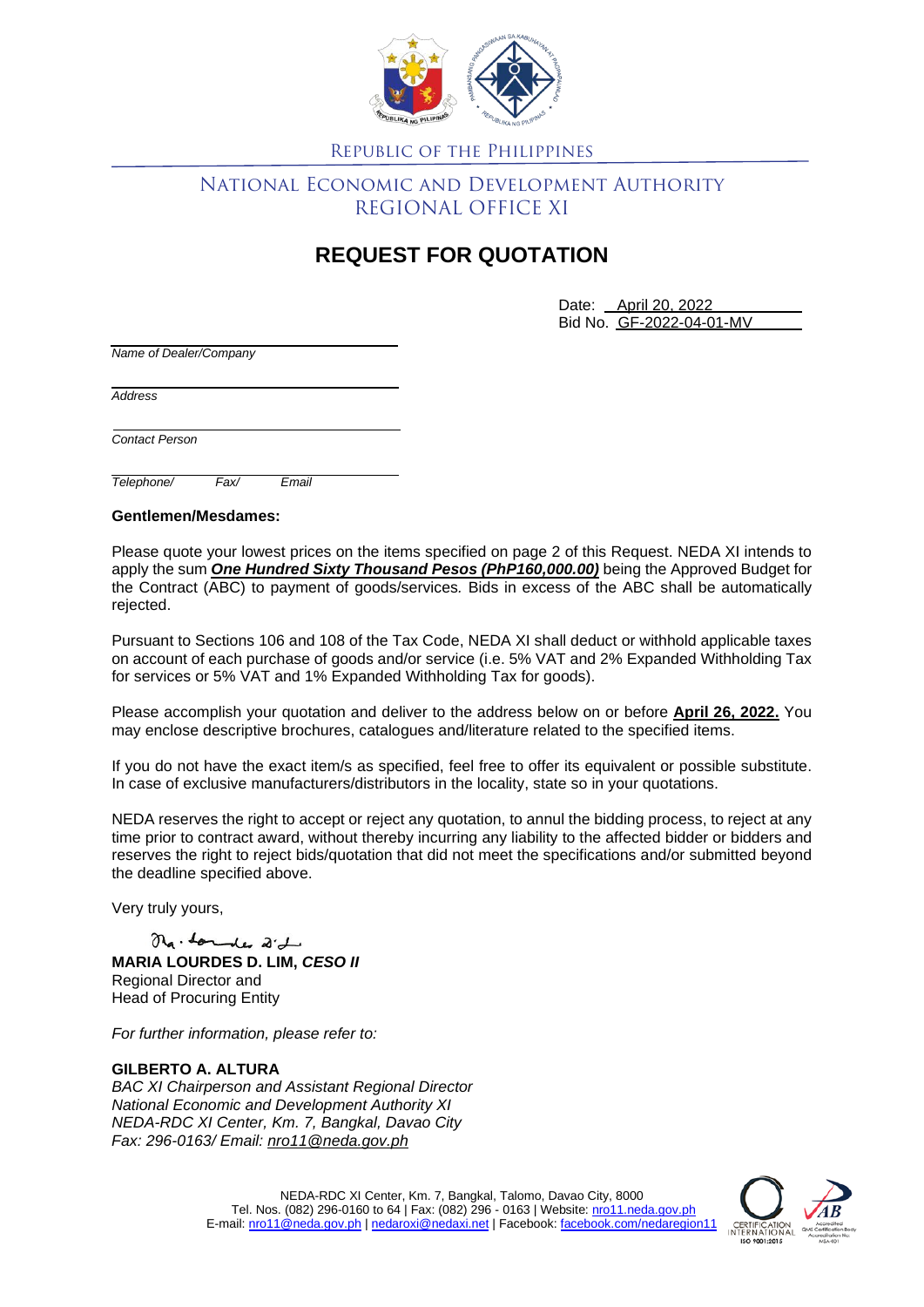REPUBLIC OF THE PHILIPPINES

NATIONAL ECONOMIC AND DEVELOPMENT AUTHORITY
REGIONAL OFFICE XI

# REQUEST FOR QUOTATION

Date: April 20, 2022
Bid No. GF-2022-04-01-MV

*Name of Dealer/Company*

*Address*

*Contact Person*

*Telephone/ Fax/ Email*

**Gentlemen/Mesdames:**

Please quote your lowest prices on the items specified on page 2 of this Request. NEDA XI intends to apply the sum ***One Hundred Sixty Thousand Pesos (PhP160,000.00)*** being the Approved Budget for the Contract (ABC) to payment of goods/services. Bids in excess of the ABC shall be automatically rejected.

Pursuant to Sections 106 and 108 of the Tax Code, NEDA XI shall deduct or withhold applicable taxes on account of each purchase of goods and/or service (i.e. 5% VAT and 2% Expanded Withholding Tax for services or 5% VAT and 1% Expanded Withholding Tax for goods).

Please accomplish your quotation and deliver to the address below on or before **April 26, 2022.** You may enclose descriptive brochures, catalogues and/literature related to the specified items.

If you do not have the exact item/s as specified, feel free to offer its equivalent or possible substitute. In case of exclusive manufacturers/distributors in the locality, state so in your quotations.

NEDA reserves the right to accept or reject any quotation, to annul the bidding process, to reject at any time prior to contract award, without thereby incurring any liability to the affected bidder or bidders and reserves the right to reject bids/quotation that did not meet the specifications and/or submitted beyond the deadline specified above.

Very truly yours,

**MARIA LOURDES D. LIM, *CESO II***
Regional Director and
Head of Procuring Entity

*For further information, please refer to:*

**GILBERTO A. ALTURA**
*BAC XI Chairperson and Assistant Regional Director*
*National Economic and Development Authority XI*
*NEDA-RDC XI Center, Km. 7, Bangkal, Davao City*
*Fax: 296-0163/ Email: nro11@neda.gov.ph*

NEDA-RDC XI Center, Km. 7, Bangkal, Talomo, Davao City, 8000
Tel. Nos. (082) 296-0160 to 64 | Fax: (082) 296 - 0163 | Website: nro11.neda.gov.ph
E-mail: nro11@neda.gov.ph | nedaroxi@nedaxi.net | Facebook: facebook.com/nedaregion11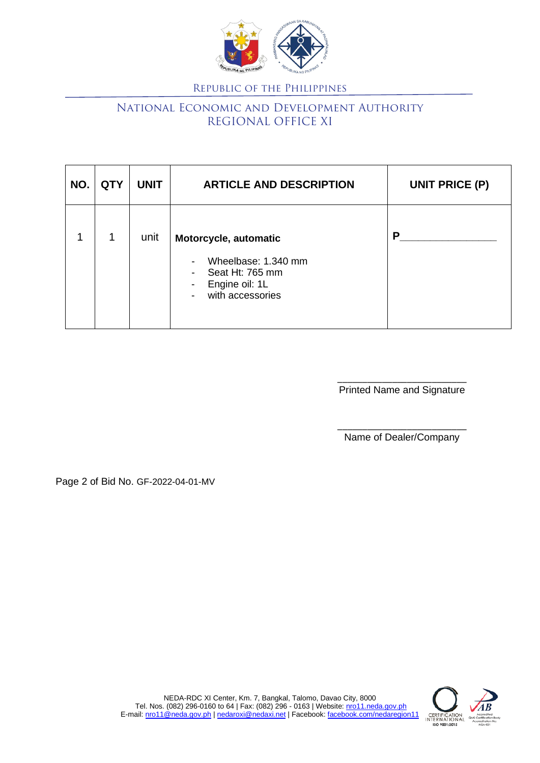REPUBLIC OF THE PHILIPPINES

NATIONAL ECONOMIC AND DEVELOPMENT AUTHORITY
REGIONAL OFFICE XI

| NO. | QTY | UNIT | ARTICLE AND DESCRIPTION | UNIT PRICE (P) |
|---|---|---|---|---|
| 1 | 1 | unit | **Motorcycle, automatic**<br>- Wheelbase: 1.340 mm<br>- Seat Ht: 765 mm<br>- Engine oil: 1L<br>- with accessories | P_______________ |

________________________
Printed Name and Signature

________________________
Name of Dealer/Company

Page 2 of Bid No. GF-2022-04-01-MV

NEDA-RDC XI Center, Km. 7, Bangkal, Talomo, Davao City, 8000
Tel. Nos. (082) 296-0160 to 64 | Fax: (082) 296 - 0163 | Website: nro11.neda.gov.ph
E-mail: nro11@neda.gov.ph | nedaroxi@nedaxi.net | Facebook: facebook.com/nedaregion11